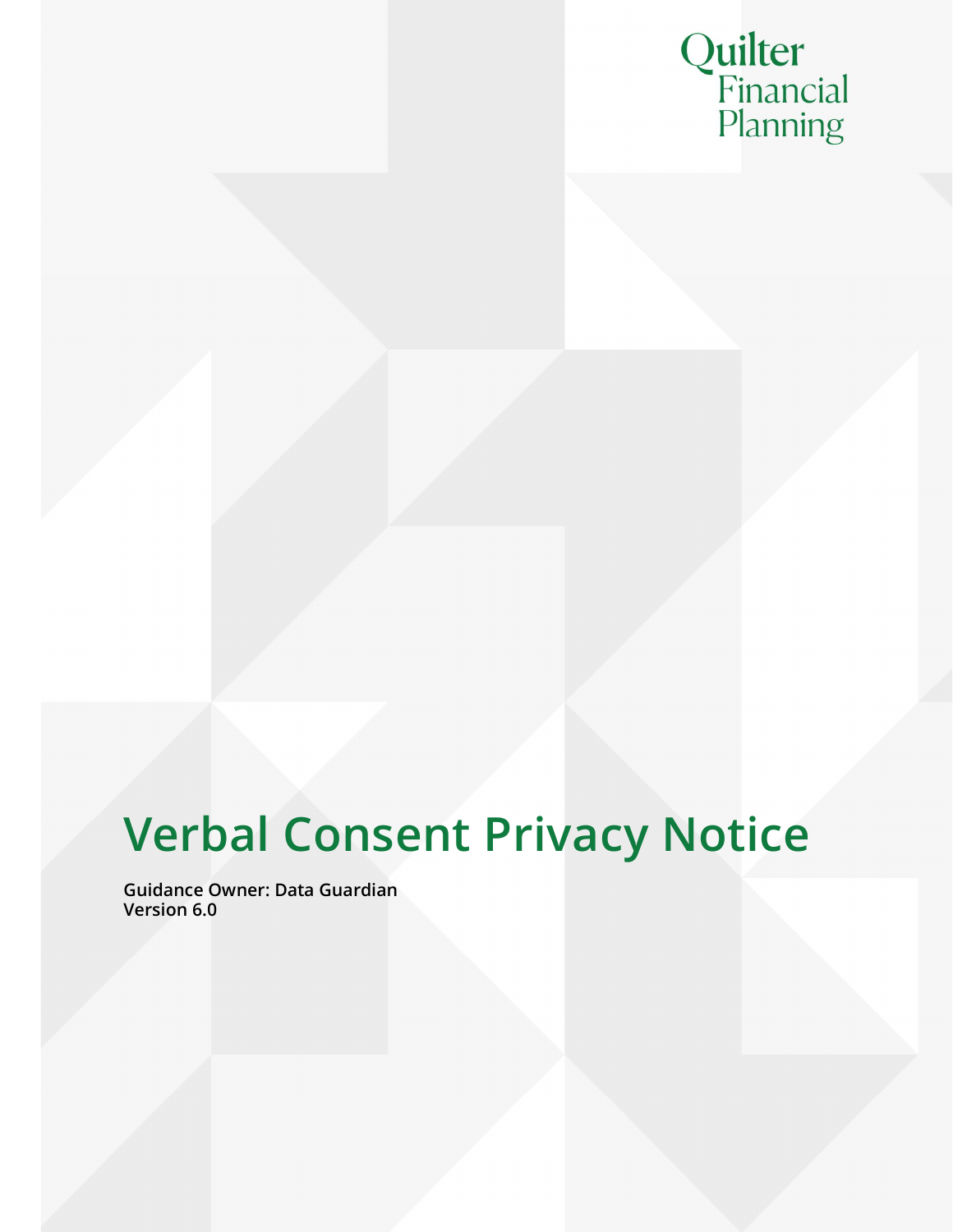Quilter
Financial
Planning

# Verbal Consent Privacy Notice

**Guidance Owner: Data Guardian**
**Version 6.0**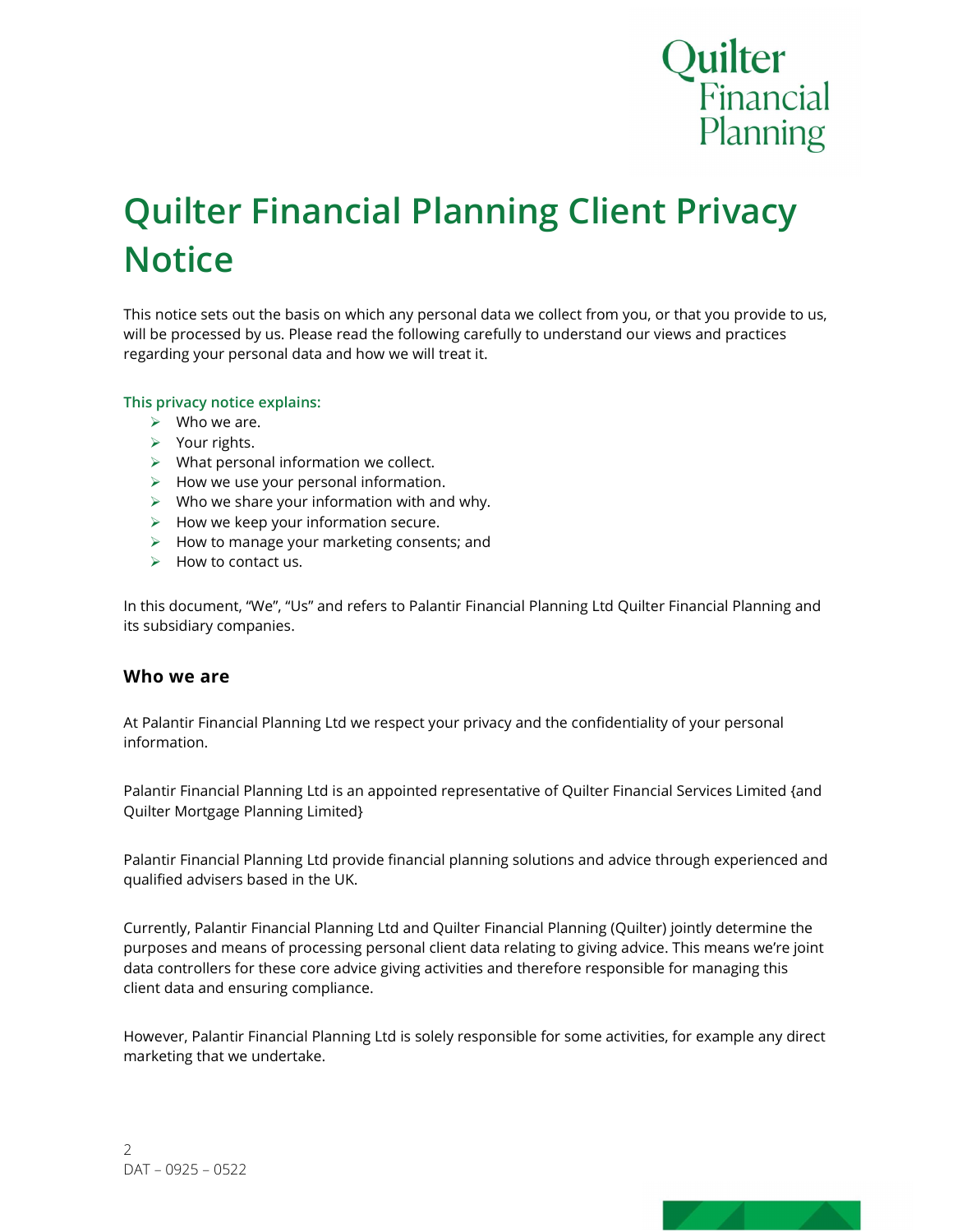# Quilter Financial Planning Client Privacy Notice

This notice sets out the basis on which any personal data we collect from you, or that you provide to us, will be processed by us. Please read the following carefully to understand our views and practices regarding your personal data and how we will treat it.

**This privacy notice explains:**

- Who we are.
- Your rights.
- What personal information we collect.
- How we use your personal information.
- Who we share your information with and why.
- How we keep your information secure.
- How to manage your marketing consents; and
- How to contact us.

In this document, “We”, “Us” and refers to Palantir Financial Planning Ltd Quilter Financial Planning and its subsidiary companies.

## Who we are

At Palantir Financial Planning Ltd we respect your privacy and the confidentiality of your personal information.

Palantir Financial Planning Ltd is an appointed representative of Quilter Financial Services Limited {and Quilter Mortgage Planning Limited}

Palantir Financial Planning Ltd provide financial planning solutions and advice through experienced and qualified advisers based in the UK.

Currently, Palantir Financial Planning Ltd and Quilter Financial Planning (Quilter) jointly determine the purposes and means of processing personal client data relating to giving advice. This means we’re joint data controllers for these core advice giving activities and therefore responsible for managing this client data and ensuring compliance.

However, Palantir Financial Planning Ltd is solely responsible for some activities, for example any direct marketing that we undertake.

DAT – 0925 – 0522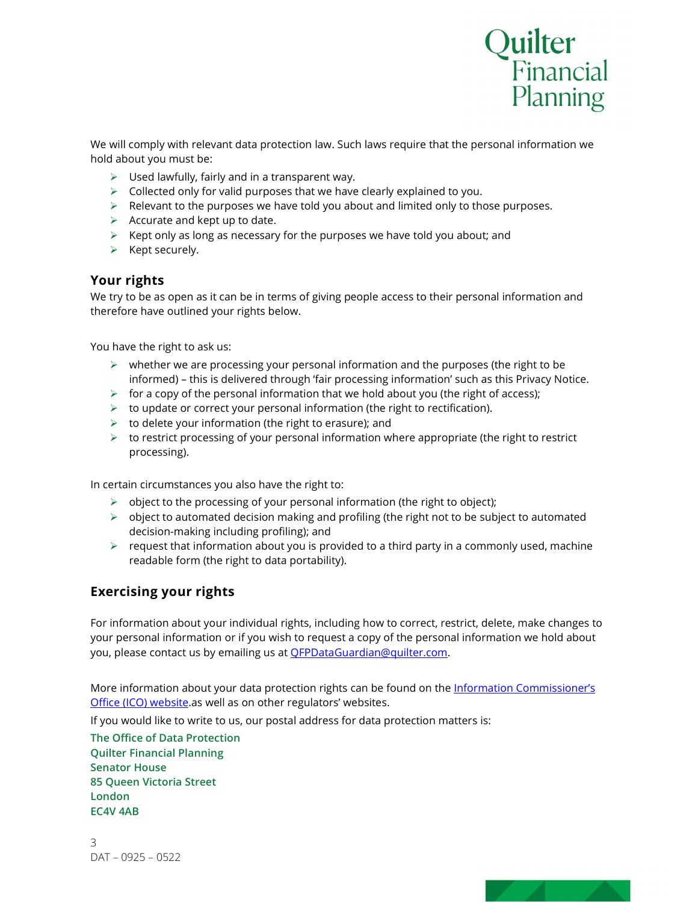We will comply with relevant data protection law. Such laws require that the personal information we hold about you must be:

- Used lawfully, fairly and in a transparent way.
- Collected only for valid purposes that we have clearly explained to you.
- Relevant to the purposes we have told you about and limited only to those purposes.
- Accurate and kept up to date.
- Kept only as long as necessary for the purposes we have told you about; and
- Kept securely.

## Your rights

We try to be as open as it can be in terms of giving people access to their personal information and therefore have outlined your rights below.

You have the right to ask us:

- whether we are processing your personal information and the purposes (the right to be informed) – this is delivered through 'fair processing information' such as this Privacy Notice.
- for a copy of the personal information that we hold about you (the right of access);
- to update or correct your personal information (the right to rectification).
- to delete your information (the right to erasure); and
- to restrict processing of your personal information where appropriate (the right to restrict processing).

In certain circumstances you also have the right to:

- object to the processing of your personal information (the right to object);
- object to automated decision making and profiling (the right not to be subject to automated decision-making including profiling); and
- request that information about you is provided to a third party in a commonly used, machine readable form (the right to data portability).

## Exercising your rights

For information about your individual rights, including how to correct, restrict, delete, make changes to your personal information or if you wish to request a copy of the personal information we hold about you, please contact us by emailing us at QFPDataGuardian@quilter.com.

More information about your data protection rights can be found on the Information Commissioner's Office (ICO) website.as well as on other regulators' websites.

If you would like to write to us, our postal address for data protection matters is:

**The Office of Data Protection**
**Quilter Financial Planning**
**Senator House**
**85 Queen Victoria Street**
**London**
**EC4V 4AB**

DAT – 0925 – 0522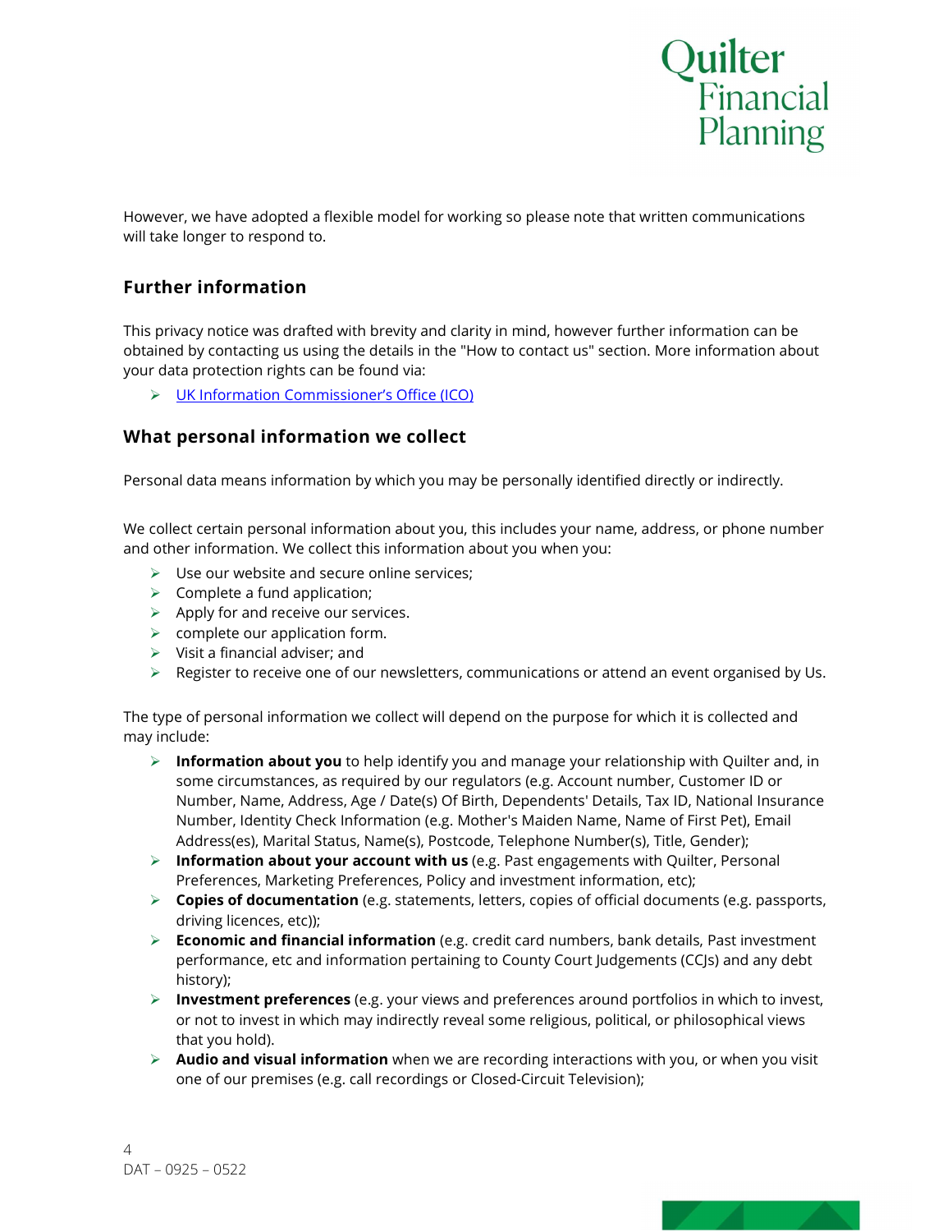However, we have adopted a flexible model for working so please note that written communications will take longer to respond to.

## Further information

This privacy notice was drafted with brevity and clarity in mind, however further information can be obtained by contacting us using the details in the "How to contact us" section. More information about your data protection rights can be found via:

- UK Information Commissioner's Office (ICO)

## What personal information we collect

Personal data means information by which you may be personally identified directly or indirectly.

We collect certain personal information about you, this includes your name, address, or phone number and other information. We collect this information about you when you:

- Use our website and secure online services;
- Complete a fund application;
- Apply for and receive our services.
- complete our application form.
- Visit a financial adviser; and
- Register to receive one of our newsletters, communications or attend an event organised by Us.

The type of personal information we collect will depend on the purpose for which it is collected and may include:

- **Information about you** to help identify you and manage your relationship with Quilter and, in some circumstances, as required by our regulators (e.g. Account number, Customer ID or Number, Name, Address, Age / Date(s) Of Birth, Dependents' Details, Tax ID, National Insurance Number, Identity Check Information (e.g. Mother's Maiden Name, Name of First Pet), Email Address(es), Marital Status, Name(s), Postcode, Telephone Number(s), Title, Gender);
- **Information about your account with us** (e.g. Past engagements with Quilter, Personal Preferences, Marketing Preferences, Policy and investment information, etc);
- **Copies of documentation** (e.g. statements, letters, copies of official documents (e.g. passports, driving licences, etc));
- **Economic and financial information** (e.g. credit card numbers, bank details, Past investment performance, etc and information pertaining to County Court Judgements (CCJs) and any debt history);
- **Investment preferences** (e.g. your views and preferences around portfolios in which to invest, or not to invest in which may indirectly reveal some religious, political, or philosophical views that you hold).
- **Audio and visual information** when we are recording interactions with you, or when you visit one of our premises (e.g. call recordings or Closed-Circuit Television);

DAT – 0925 – 0522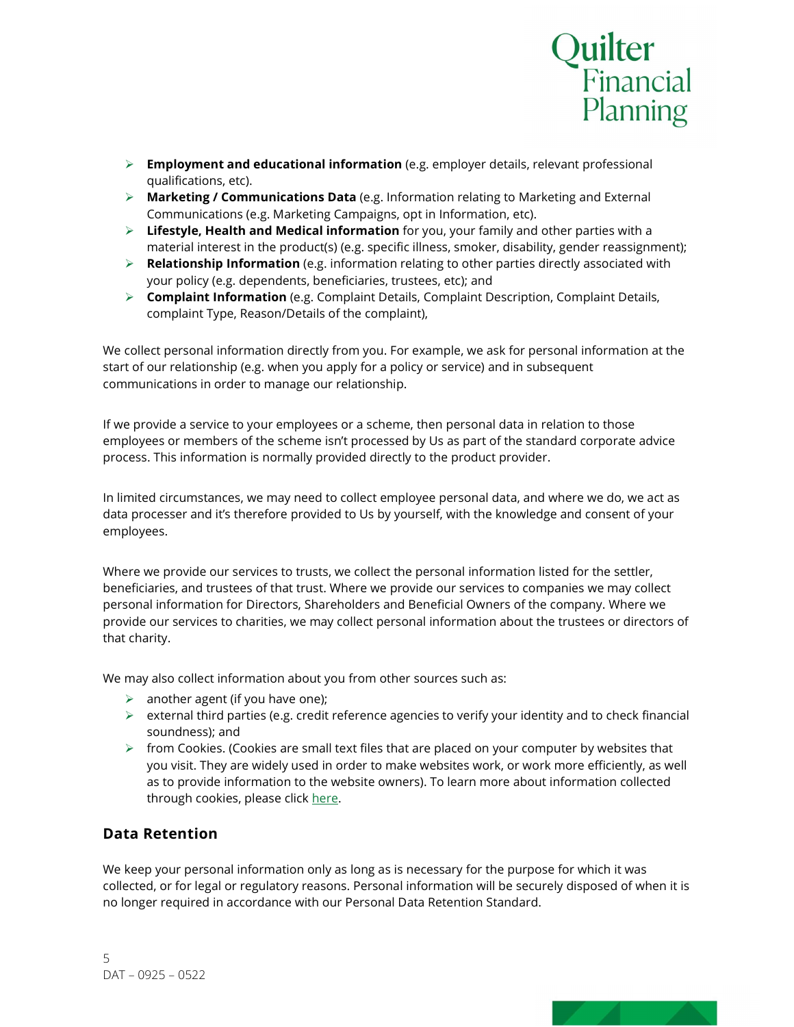- **Employment and educational information** (e.g. employer details, relevant professional qualifications, etc).
- **Marketing / Communications Data** (e.g. Information relating to Marketing and External Communications (e.g. Marketing Campaigns, opt in Information, etc).
- **Lifestyle, Health and Medical information** for you, your family and other parties with a material interest in the product(s) (e.g. specific illness, smoker, disability, gender reassignment);
- **Relationship Information** (e.g. information relating to other parties directly associated with your policy (e.g. dependents, beneficiaries, trustees, etc); and
- **Complaint Information** (e.g. Complaint Details, Complaint Description, Complaint Details, complaint Type, Reason/Details of the complaint),

We collect personal information directly from you. For example, we ask for personal information at the start of our relationship (e.g. when you apply for a policy or service) and in subsequent communications in order to manage our relationship.

If we provide a service to your employees or a scheme, then personal data in relation to those employees or members of the scheme isn't processed by Us as part of the standard corporate advice process. This information is normally provided directly to the product provider.

In limited circumstances, we may need to collect employee personal data, and where we do, we act as data processer and it's therefore provided to Us by yourself, with the knowledge and consent of your employees.

Where we provide our services to trusts, we collect the personal information listed for the settler, beneficiaries, and trustees of that trust. Where we provide our services to companies we may collect personal information for Directors, Shareholders and Beneficial Owners of the company. Where we provide our services to charities, we may collect personal information about the trustees or directors of that charity.

We may also collect information about you from other sources such as:

- another agent (if you have one);
- external third parties (e.g. credit reference agencies to verify your identity and to check financial soundness); and
- from Cookies. (Cookies are small text files that are placed on your computer by websites that you visit. They are widely used in order to make websites work, or work more efficiently, as well as to provide information to the website owners). To learn more about information collected through cookies, please click here.

## Data Retention

We keep your personal information only as long as is necessary for the purpose for which it was collected, or for legal or regulatory reasons. Personal information will be securely disposed of when it is no longer required in accordance with our Personal Data Retention Standard.

DAT – 0925 – 0522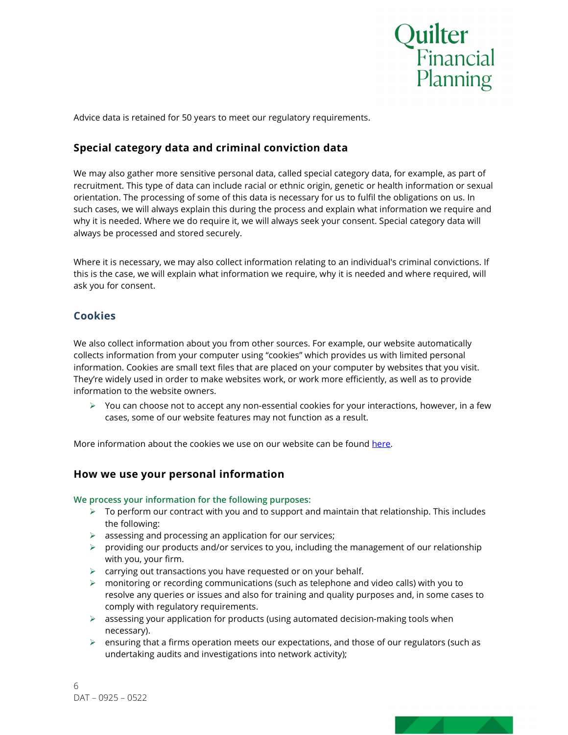Advice data is retained for 50 years to meet our regulatory requirements.

## Special category data and criminal conviction data

We may also gather more sensitive personal data, called special category data, for example, as part of recruitment. This type of data can include racial or ethnic origin, genetic or health information or sexual orientation. The processing of some of this data is necessary for us to fulfil the obligations on us. In such cases, we will always explain this during the process and explain what information we require and why it is needed. Where we do require it, we will always seek your consent. Special category data will always be processed and stored securely.

Where it is necessary, we may also collect information relating to an individual's criminal convictions. If this is the case, we will explain what information we require, why it is needed and where required, will ask you for consent.

## Cookies

We also collect information about you from other sources. For example, our website automatically collects information from your computer using “cookies” which provides us with limited personal information. Cookies are small text files that are placed on your computer by websites that you visit. They’re widely used in order to make websites work, or work more efficiently, as well as to provide information to the website owners.

- You can choose not to accept any non-essential cookies for your interactions, however, in a few cases, some of our website features may not function as a result.

More information about the cookies we use on our website can be found here.

## How we use your personal information

**We process your information for the following purposes:**

- To perform our contract with you and to support and maintain that relationship. This includes the following:
- assessing and processing an application for our services;
- providing our products and/or services to you, including the management of our relationship with you, your firm.
- carrying out transactions you have requested or on your behalf.
- monitoring or recording communications (such as telephone and video calls) with you to resolve any queries or issues and also for training and quality purposes and, in some cases to comply with regulatory requirements.
- assessing your application for products (using automated decision-making tools when necessary).
- ensuring that a firms operation meets our expectations, and those of our regulators (such as undertaking audits and investigations into network activity);

DAT – 0925 – 0522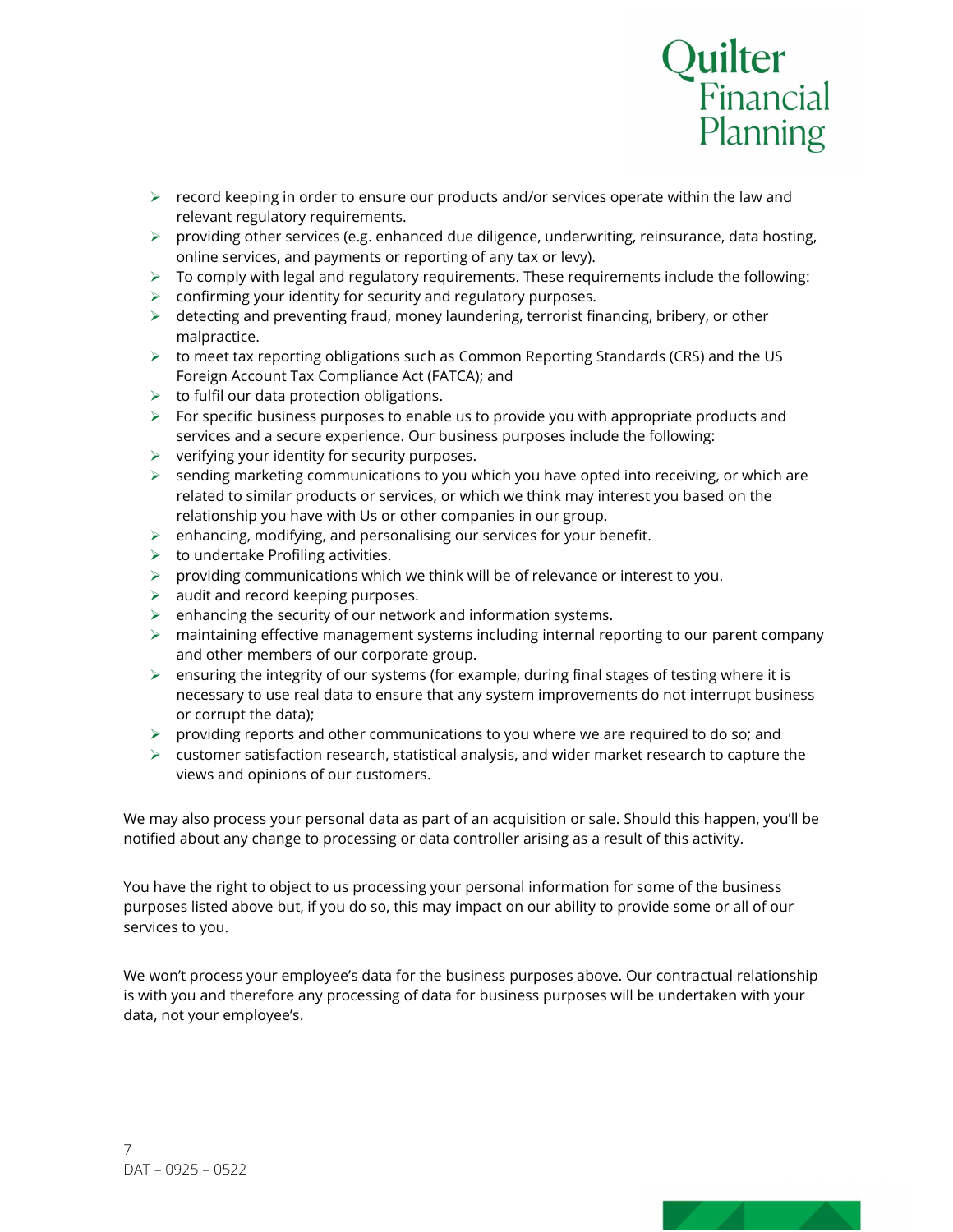- record keeping in order to ensure our products and/or services operate within the law and relevant regulatory requirements.
- providing other services (e.g. enhanced due diligence, underwriting, reinsurance, data hosting, online services, and payments or reporting of any tax or levy).
- To comply with legal and regulatory requirements. These requirements include the following:
- confirming your identity for security and regulatory purposes.
- detecting and preventing fraud, money laundering, terrorist financing, bribery, or other malpractice.
- to meet tax reporting obligations such as Common Reporting Standards (CRS) and the US Foreign Account Tax Compliance Act (FATCA); and
- to fulfil our data protection obligations.
- For specific business purposes to enable us to provide you with appropriate products and services and a secure experience. Our business purposes include the following:
- verifying your identity for security purposes.
- sending marketing communications to you which you have opted into receiving, or which are related to similar products or services, or which we think may interest you based on the relationship you have with Us or other companies in our group.
- enhancing, modifying, and personalising our services for your benefit.
- to undertake Profiling activities.
- providing communications which we think will be of relevance or interest to you.
- audit and record keeping purposes.
- enhancing the security of our network and information systems.
- maintaining effective management systems including internal reporting to our parent company and other members of our corporate group.
- ensuring the integrity of our systems (for example, during final stages of testing where it is necessary to use real data to ensure that any system improvements do not interrupt business or corrupt the data);
- providing reports and other communications to you where we are required to do so; and
- customer satisfaction research, statistical analysis, and wider market research to capture the views and opinions of our customers.

We may also process your personal data as part of an acquisition or sale. Should this happen, you'll be notified about any change to processing or data controller arising as a result of this activity.

You have the right to object to us processing your personal information for some of the business purposes listed above but, if you do so, this may impact on our ability to provide some or all of our services to you.

We won't process your employee's data for the business purposes above. Our contractual relationship is with you and therefore any processing of data for business purposes will be undertaken with your data, not your employee's.

DAT – 0925 – 0522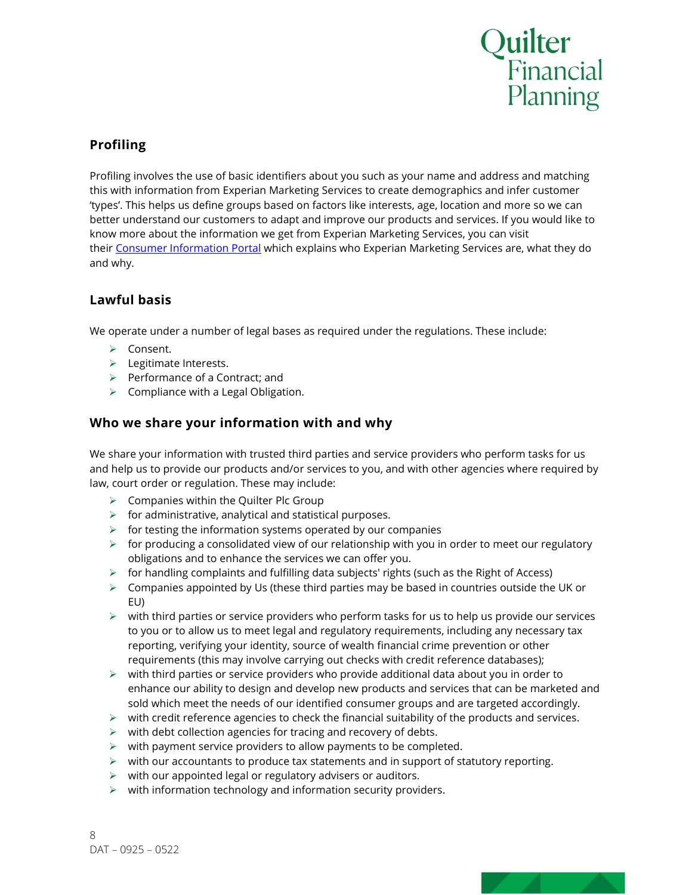## Profiling

Profiling involves the use of basic identifiers about you such as your name and address and matching this with information from Experian Marketing Services to create demographics and infer customer 'types'. This helps us define groups based on factors like interests, age, location and more so we can better understand our customers to adapt and improve our products and services. If you would like to know more about the information we get from Experian Marketing Services, you can visit their [Consumer Information Portal] which explains who Experian Marketing Services are, what they do and why.

## Lawful basis

We operate under a number of legal bases as required under the regulations. These include:

- Consent.
- Legitimate Interests.
- Performance of a Contract; and
- Compliance with a Legal Obligation.

## Who we share your information with and why

We share your information with trusted third parties and service providers who perform tasks for us and help us to provide our products and/or services to you, and with other agencies where required by law, court order or regulation. These may include:

- Companies within the Quilter Plc Group
- for administrative, analytical and statistical purposes.
- for testing the information systems operated by our companies
- for producing a consolidated view of our relationship with you in order to meet our regulatory obligations and to enhance the services we can offer you.
- for handling complaints and fulfilling data subjects' rights (such as the Right of Access)
- Companies appointed by Us (these third parties may be based in countries outside the UK or EU)
- with third parties or service providers who perform tasks for us to help us provide our services to you or to allow us to meet legal and regulatory requirements, including any necessary tax reporting, verifying your identity, source of wealth financial crime prevention or other requirements (this may involve carrying out checks with credit reference databases);
- with third parties or service providers who provide additional data about you in order to enhance our ability to design and develop new products and services that can be marketed and sold which meet the needs of our identified consumer groups and are targeted accordingly.
- with credit reference agencies to check the financial suitability of the products and services.
- with debt collection agencies for tracing and recovery of debts.
- with payment service providers to allow payments to be completed.
- with our accountants to produce tax statements and in support of statutory reporting.
- with our appointed legal or regulatory advisers or auditors.
- with information technology and information security providers.

DAT – 0925 – 0522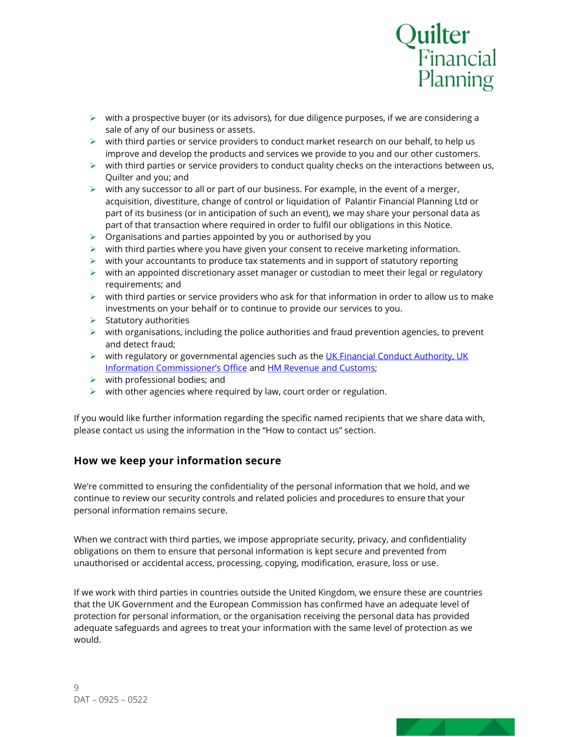- with a prospective buyer (or its advisors), for due diligence purposes, if we are considering a sale of any of our business or assets.
- with third parties or service providers to conduct market research on our behalf, to help us improve and develop the products and services we provide to you and our other customers.
- with third parties or service providers to conduct quality checks on the interactions between us, Quilter and you; and
- with any successor to all or part of our business. For example, in the event of a merger, acquisition, divestiture, change of control or liquidation of Palantir Financial Planning Ltd or part of its business (or in anticipation of such an event), we may share your personal data as part of that transaction where required in order to fulfil our obligations in this Notice.
- Organisations and parties appointed by you or authorised by you
- with third parties where you have given your consent to receive marketing information.
- with your accountants to produce tax statements and in support of statutory reporting
- with an appointed discretionary asset manager or custodian to meet their legal or regulatory requirements; and
- with third parties or service providers who ask for that information in order to allow us to make investments on your behalf or to continue to provide our services to you.
- Statutory authorities
- with organisations, including the police authorities and fraud prevention agencies, to prevent and detect fraud;
- with regulatory or governmental agencies such as the UK Financial Conduct Authority, UK Information Commissioner's Office and HM Revenue and Customs;
- with professional bodies; and
- with other agencies where required by law, court order or regulation.

If you would like further information regarding the specific named recipients that we share data with, please contact us using the information in the "How to contact us" section.

## How we keep your information secure

We're committed to ensuring the confidentiality of the personal information that we hold, and we continue to review our security controls and related policies and procedures to ensure that your personal information remains secure.

When we contract with third parties, we impose appropriate security, privacy, and confidentiality obligations on them to ensure that personal information is kept secure and prevented from unauthorised or accidental access, processing, copying, modification, erasure, loss or use.

If we work with third parties in countries outside the United Kingdom, we ensure these are countries that the UK Government and the European Commission has confirmed have an adequate level of protection for personal information, or the organisation receiving the personal data has provided adequate safeguards and agrees to treat your information with the same level of protection as we would.

DAT – 0925 – 0522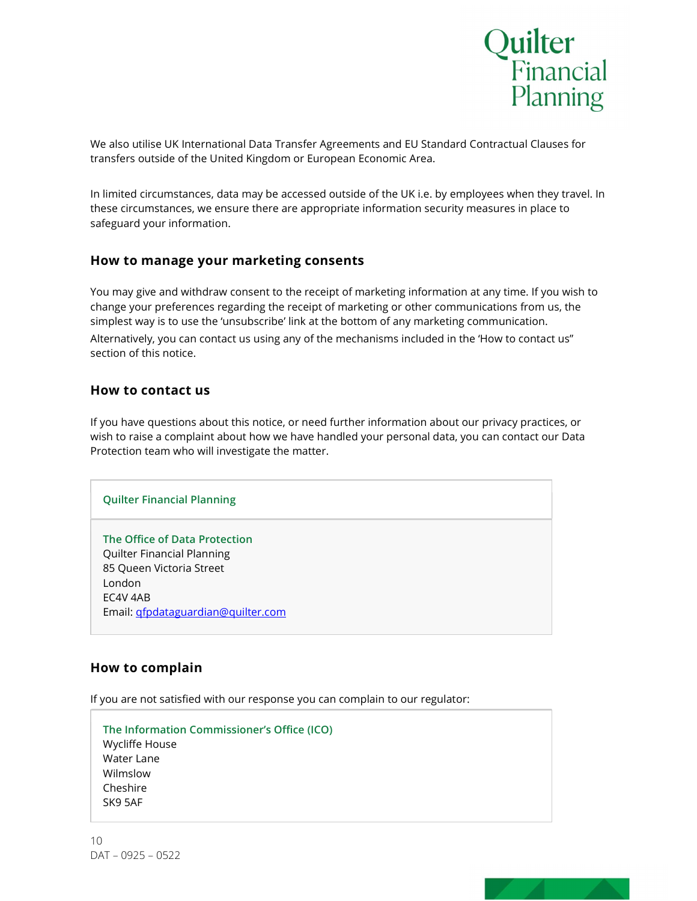We also utilise UK International Data Transfer Agreements and EU Standard Contractual Clauses for transfers outside of the United Kingdom or European Economic Area.

In limited circumstances, data may be accessed outside of the UK i.e. by employees when they travel. In these circumstances, we ensure there are appropriate information security measures in place to safeguard your information.

## How to manage your marketing consents

You may give and withdraw consent to the receipt of marketing information at any time. If you wish to change your preferences regarding the receipt of marketing or other communications from us, the simplest way is to use the 'unsubscribe' link at the bottom of any marketing communication.

Alternatively, you can contact us using any of the mechanisms included in the 'How to contact us" section of this notice.

## How to contact us

If you have questions about this notice, or need further information about our privacy practices, or wish to raise a complaint about how we have handled your personal data, you can contact our Data Protection team who will investigate the matter.

| Quilter Financial Planning |
| --- |
| **The Office of Data Protection**<br>Quilter Financial Planning<br>85 Queen Victoria Street<br>London<br>EC4V 4AB<br>Email: qfpdataguardian@quilter.com |

## How to complain

If you are not satisfied with our response you can complain to our regulator:

**The Information Commissioner's Office (ICO)**
Wycliffe House
Water Lane
Wilmslow
Cheshire
SK9 5AF

DAT – 0925 – 0522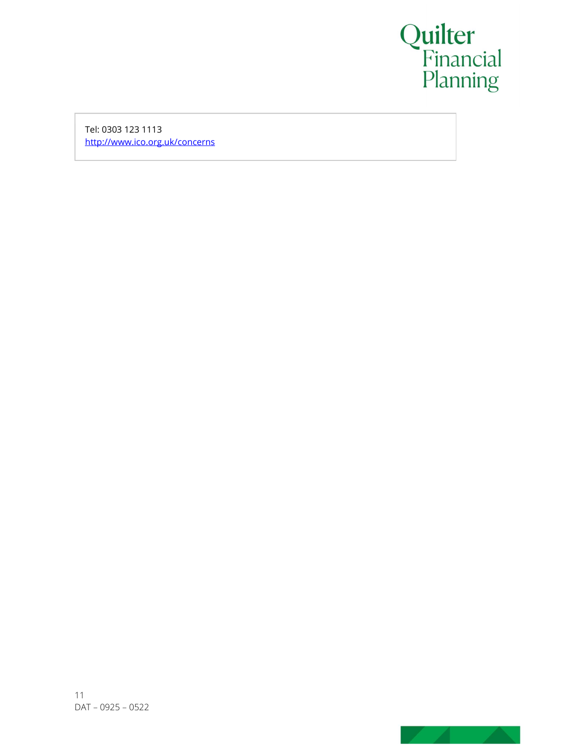Tel: 0303 123 1113
http://www.ico.org.uk/concerns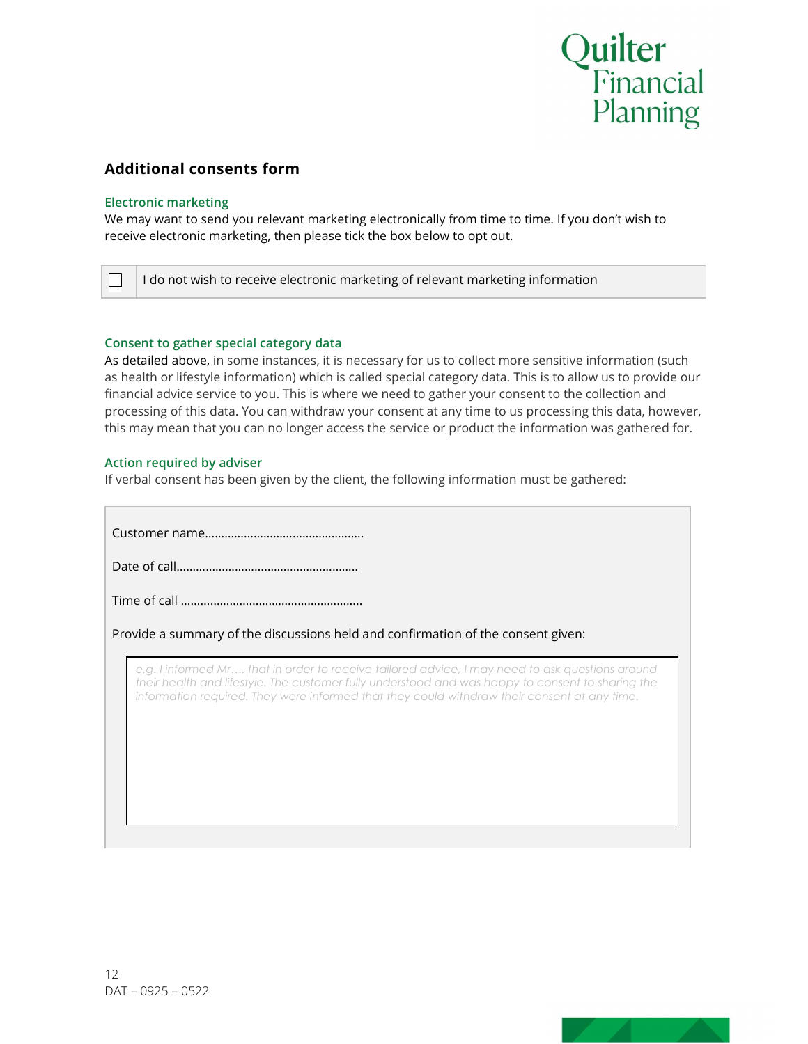Quilter Financial Planning

## Additional consents form

### Electronic marketing

We may want to send you relevant marketing electronically from time to time. If you don't wish to receive electronic marketing, then please tick the box below to opt out.

| | |
|---|---|
| ☐ | I do not wish to receive electronic marketing of relevant marketing information |

### Consent to gather special category data

As detailed above, in some instances, it is necessary for us to collect more sensitive information (such as health or lifestyle information) which is called special category data. This is to allow us to provide our financial advice service to you. This is where we need to gather your consent to the collection and processing of this data. You can withdraw your consent at any time to us processing this data, however, this may mean that you can no longer access the service or product the information was gathered for.

### Action required by adviser

If verbal consent has been given by the client, the following information must be gathered:

Customer name………………………………………….

Date of call……………………………………………….

Time of call ……………………………………………….

Provide a summary of the discussions held and confirmation of the consent given:

*e.g. I informed Mr…. that in order to receive tailored advice, I may need to ask questions around their health and lifestyle. The customer fully understood and was happy to consent to sharing the information required. They were informed that they could withdraw their consent at any time.*

DAT – 0925 – 0522